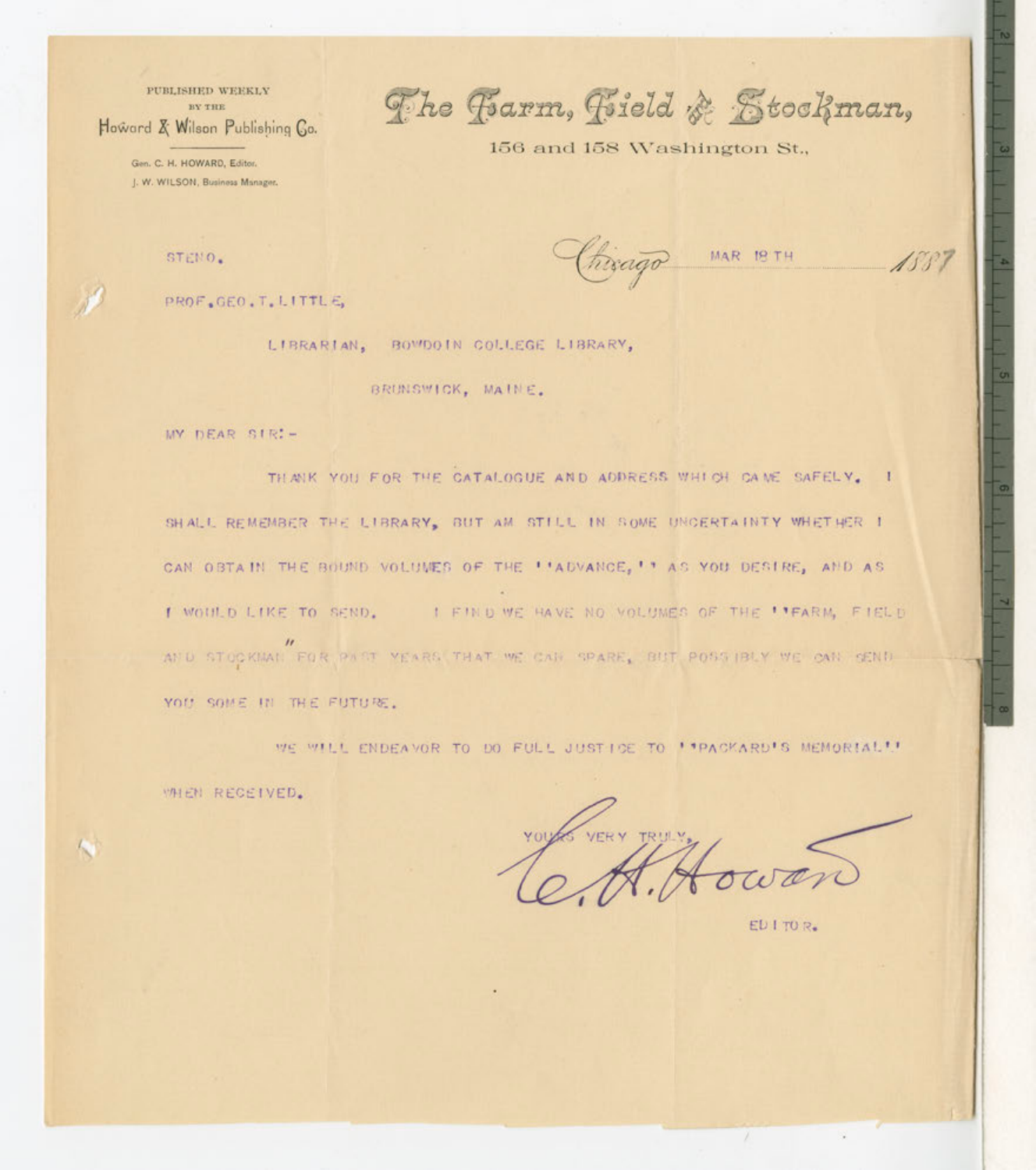PUBLISHED WEEKLY
BY THE
Howard & Wilson Publishing Co.

Gen. C. H. HOWARD, Editor.
J. W. WILSON, Business Manager.

# The Farm, Field & Stockman,

156 and 158 Washington St.,

STENO.

Chicago MAR 18 TH 1887

PROF. GEO. T. LITTLE,

LIBRARIAN, BOWDOIN COLLEGE LIBRARY,

BRUNSWICK, MAINE.

MY DEAR SIR:-

THANK YOU FOR THE CATALOGUE AND ADDRESS WHICH CAME SAFELY. I SHALL REMEMBER THE LIBRARY, BUT AM STILL IN SOME UNCERTAINTY WHETHER I CAN OBTAIN THE BOUND VOLUMES OF THE ''ADVANCE,'' AS YOU DESIRE, AND AS I WOULD LIKE TO SEND. I FIND WE HAVE NO VOLUMES OF THE ''FARM, FIELD AND STOCKMAN" FOR PAST YEARS THAT WE CAN SPARE, BUT POSSIBLY WE CAN SEND YOU SOME IN THE FUTURE.

WE WILL ENDEAVOR TO DO FULL JUSTICE TO ''PACKARD'S MEMORIAL'' WHEN RECEIVED.

YOURS VERY TRULY,

C. H. Howard

EDITOR.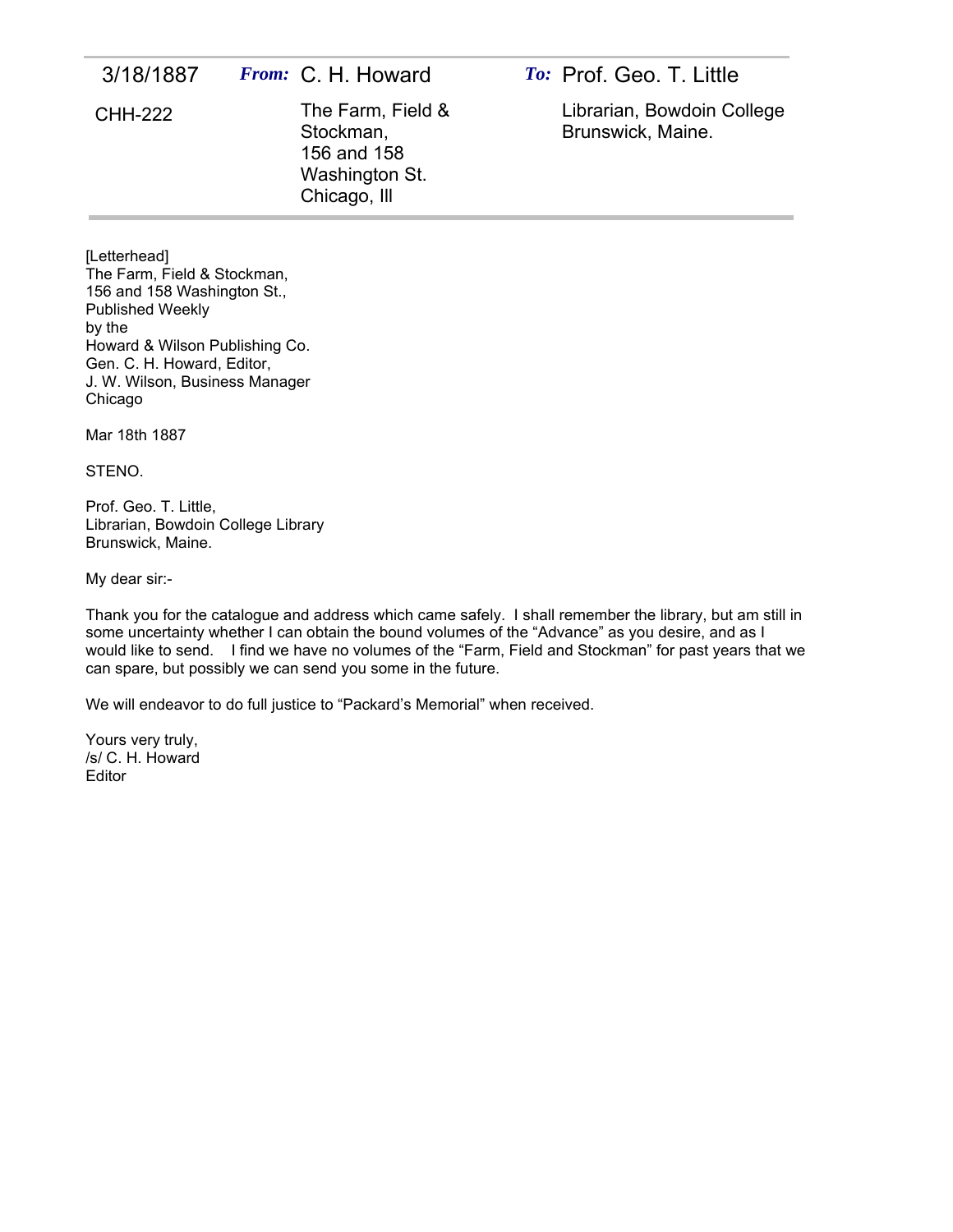| 3/18/1887 | **From:** C. H. Howard | **To:** Prof. Geo. T. Little |
| --- | --- | --- |
| CHH-222 | The Farm, Field & Stockman, 156 and 158 Washington St. Chicago, Ill | Librarian, Bowdoin College Brunswick, Maine. |

[Letterhead]
The Farm, Field & Stockman,
156 and 158 Washington St.,
Published Weekly
by the
Howard & Wilson Publishing Co.
Gen. C. H. Howard, Editor,
J. W. Wilson, Business Manager
Chicago

Mar 18th 1887

STENO.

Prof. Geo. T. Little,
Librarian, Bowdoin College Library
Brunswick, Maine.

My dear sir:-

Thank you for the catalogue and address which came safely. I shall remember the library, but am still in some uncertainty whether I can obtain the bound volumes of the "Advance" as you desire, and as I would like to send. I find we have no volumes of the "Farm, Field and Stockman" for past years that we can spare, but possibly we can send you some in the future.

We will endeavor to do full justice to "Packard's Memorial" when received.

Yours very truly,
/s/ C. H. Howard
Editor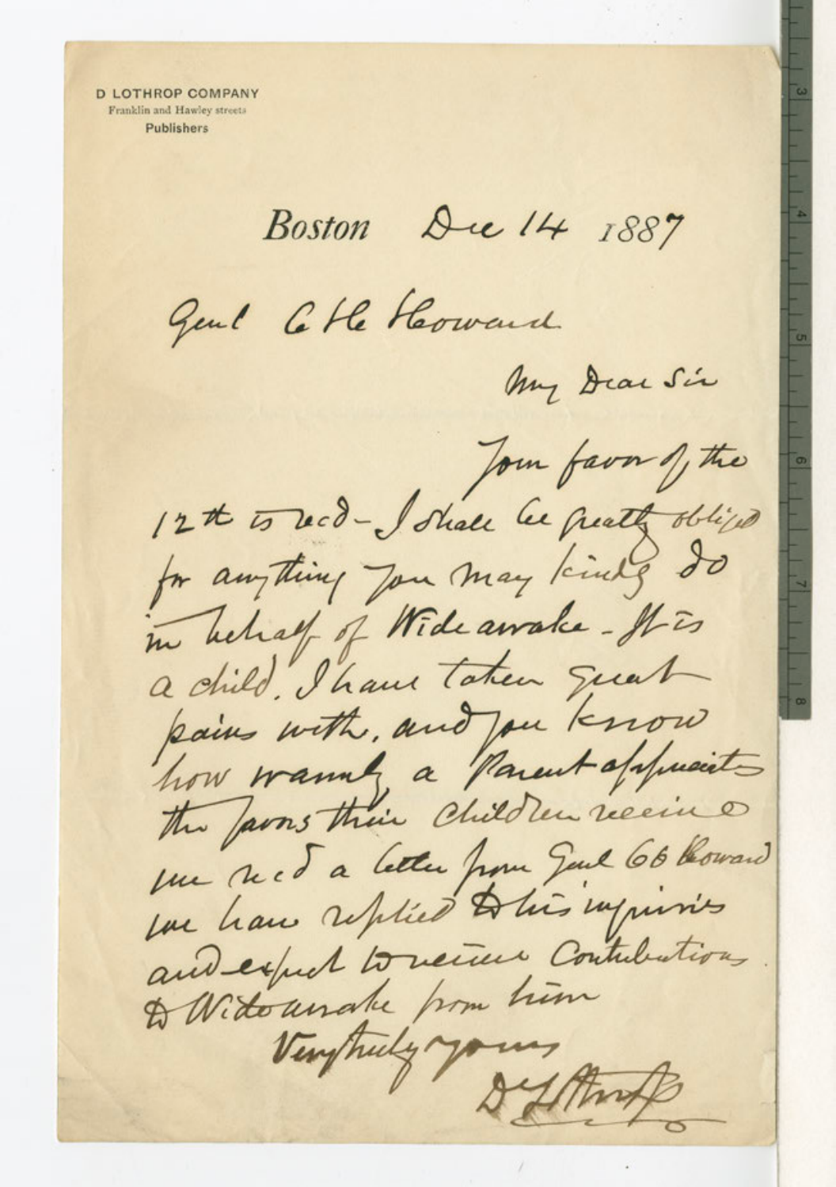D LOTHROP COMPANY
Franklin and Hawley streets
Publishers

Boston Dec 14 1887

Genl C H Howard

My Dear Sir

Your favor of the 12th is recd - I shall be greatly obliged for anything you may kindly do in behalf of Wideawake - It is a child I have taken great pains with, and you know how warmly a Parent appreciates the favors their children receive. We recd a letter from Genl O O Howard we have replied to his inquiries and expect to receive Contributions to Wideawake from him

Very truly yours

D Lothrop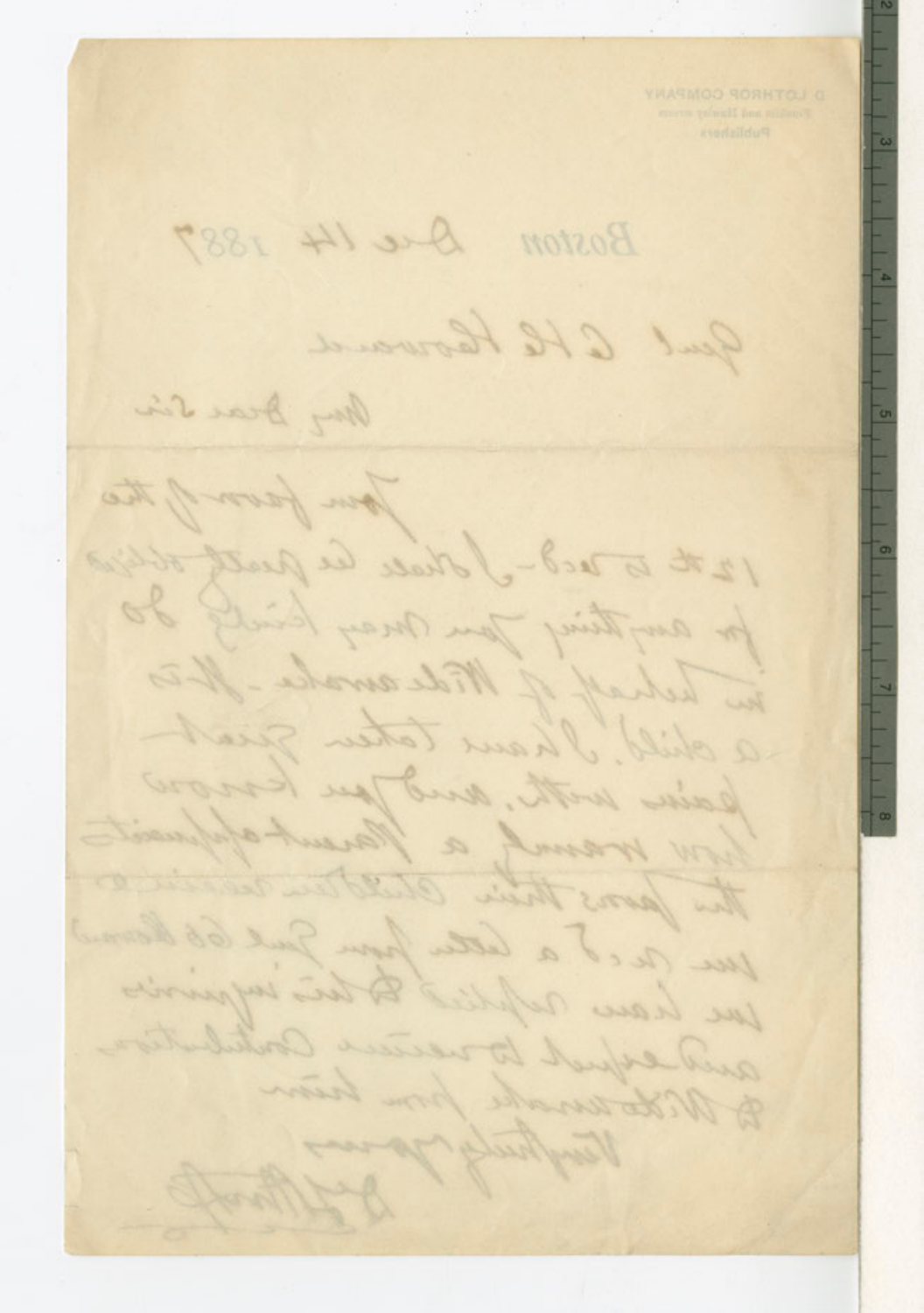D. LOTHROP COMPANY
Franklin and Hawley streets
Publishers

Boston Dec 14 1887

Genl C H Howard

My Dear Sir

Your favor of the 12th is rec'd - I shall be greatly obliged for anything you may kindly do in behalf of Wide Awake - It is a child. I have taken great pains with, and you know how much a parent appreciates the favors their children receive.

We rec'd a letter from Genl OO Howard we have replied to his inquiries and expect to receive contributions to Wide Awake from him.

Very truly yours

D Lothrop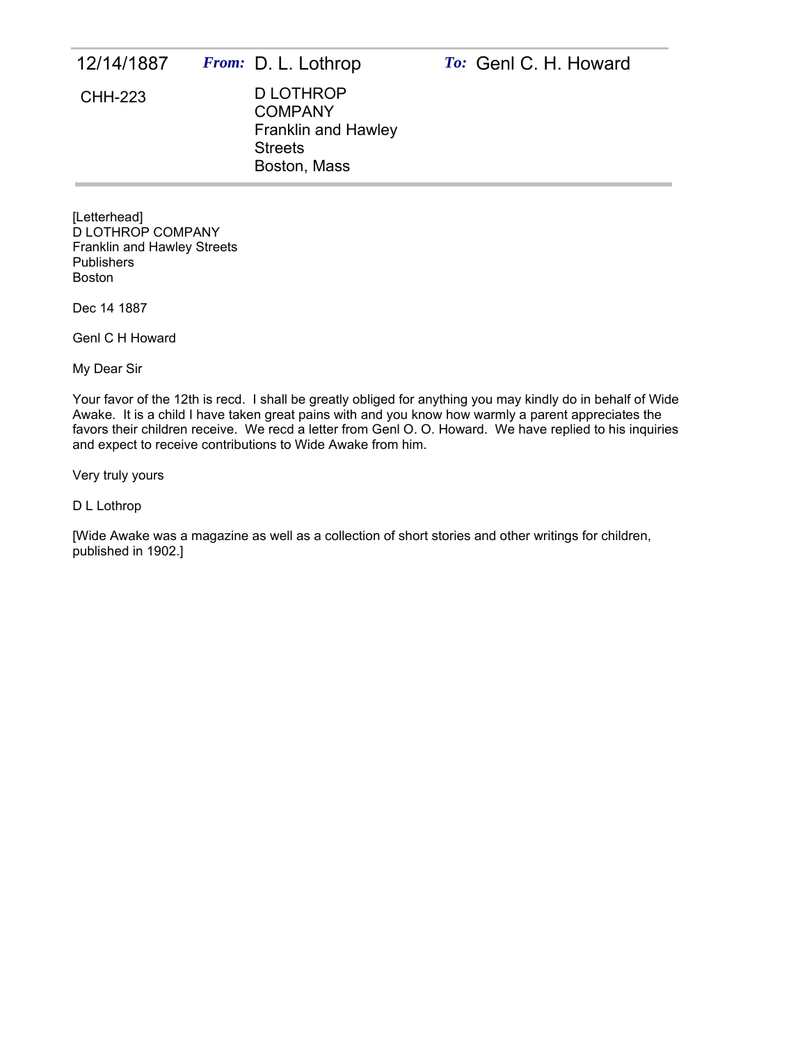| 12/14/1887 | *From:* D. L. Lothrop | *To:* Genl C. H. Howard |
| --- | --- | --- |
| CHH-223 | D LOTHROP COMPANY<br>Franklin and Hawley Streets<br>Boston, Mass | |

[Letterhead]
D LOTHROP COMPANY
Franklin and Hawley Streets
Publishers
Boston

Dec 14 1887

Genl C H Howard

My Dear Sir

Your favor of the 12th is recd. I shall be greatly obliged for anything you may kindly do in behalf of Wide Awake. It is a child I have taken great pains with and you know how warmly a parent appreciates the favors their children receive. We recd a letter from Genl O. O. Howard. We have replied to his inquiries and expect to receive contributions to Wide Awake from him.

Very truly yours

D L Lothrop

[Wide Awake was a magazine as well as a collection of short stories and other writings for children, published in 1902.]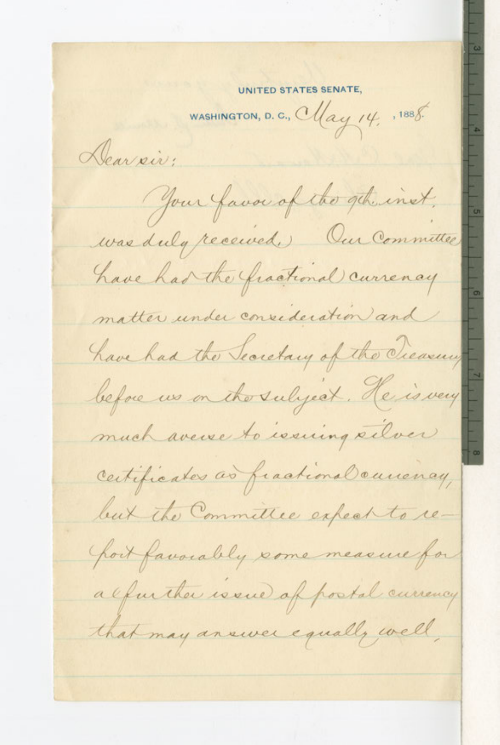UNITED STATES SENATE,

WASHINGTON, D. C., May 14, 1888.

Dear sir:

Your favor of the 9th inst. was duly received. Our Committee have had the fractional currency matter under consideration and have had the Secretary of the Treasury before us on the subject. He is very much averse to issuing silver certificates as fractional currency, but the Committee expect to report favorably some measure for a further issue of postal currency that may answer equally well.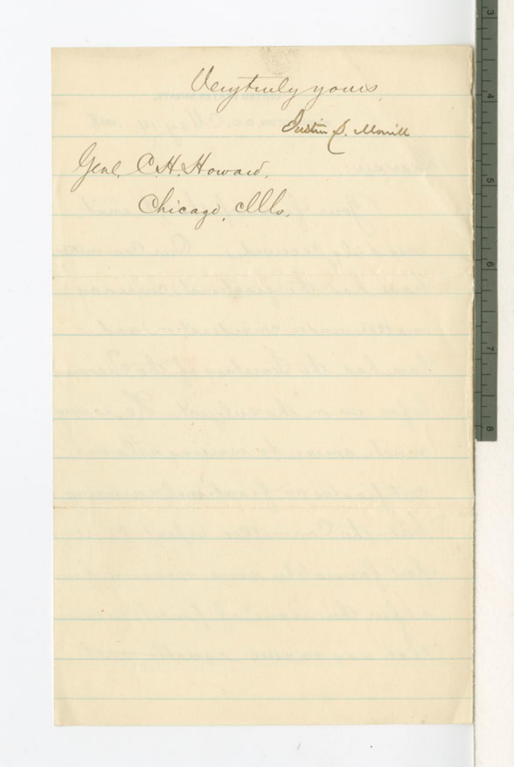Very truly yours,

Justin S. Morrill

Genl. C. H. Howard,

Chicago, Ills.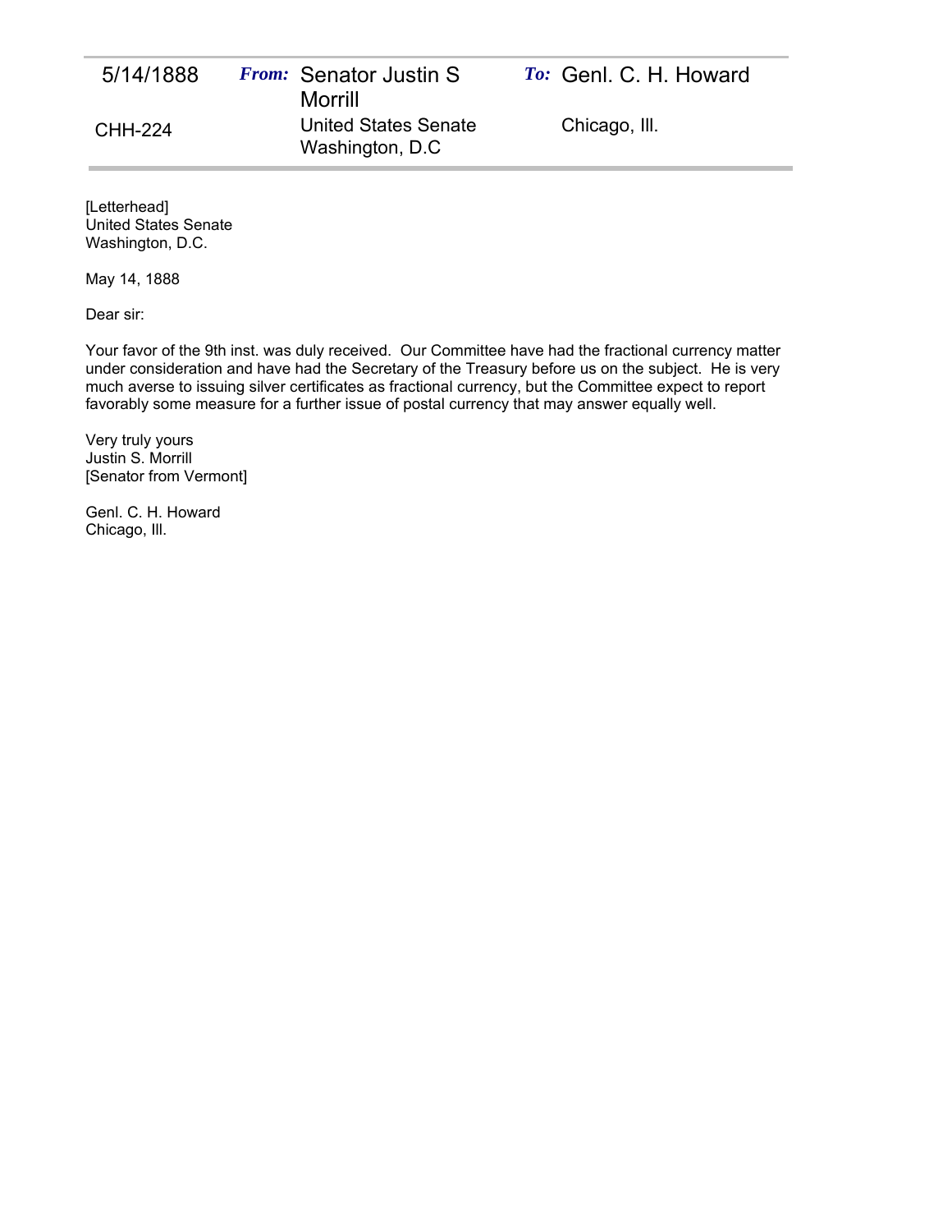| 5/14/1888 | From: Senator Justin S Morrill | To: Genl. C. H. Howard |
| --- | --- | --- |
| CHH-224 | United States Senate Washington, D.C | Chicago, Ill. |

[Letterhead]
United States Senate
Washington, D.C.

May 14, 1888

Dear sir:

Your favor of the 9th inst. was duly received. Our Committee have had the fractional currency matter under consideration and have had the Secretary of the Treasury before us on the subject. He is very much averse to issuing silver certificates as fractional currency, but the Committee expect to report favorably some measure for a further issue of postal currency that may answer equally well.

Very truly yours
Justin S. Morrill
[Senator from Vermont]

Genl. C. H. Howard
Chicago, Ill.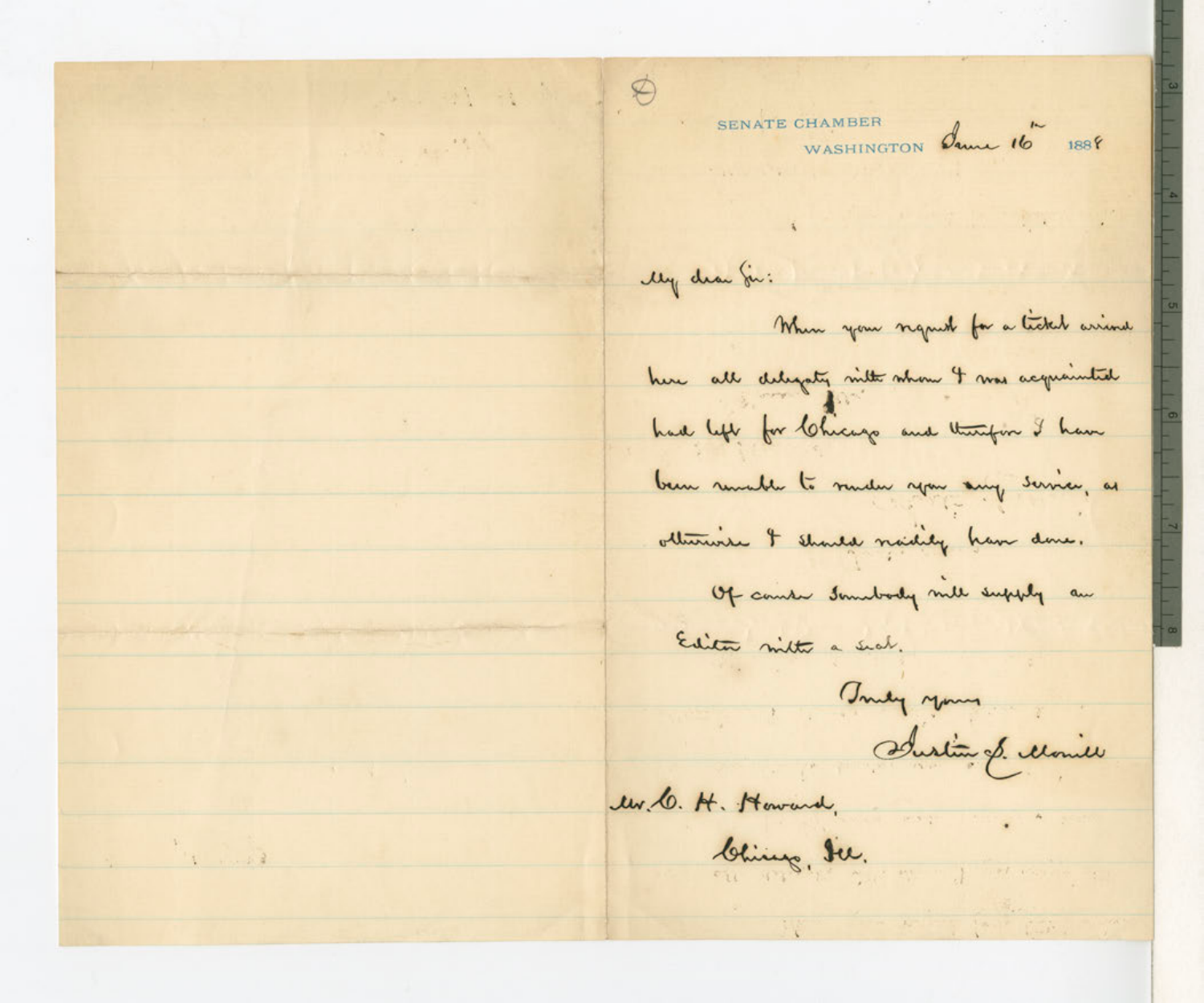SENATE CHAMBER
WASHINGTON June 16th 1888

My dear Sir:

When your request for a ticket arrived here all delegates with whom I was acquainted had left for Chicago and therefore I have been unable to render you any service, as otherwise I should readily have done.

Of course Somebody will supply an Editor with a seat.

Truly yours

Justin S. Morrill

Mr. C. H. Howard,

Chicago, Ill.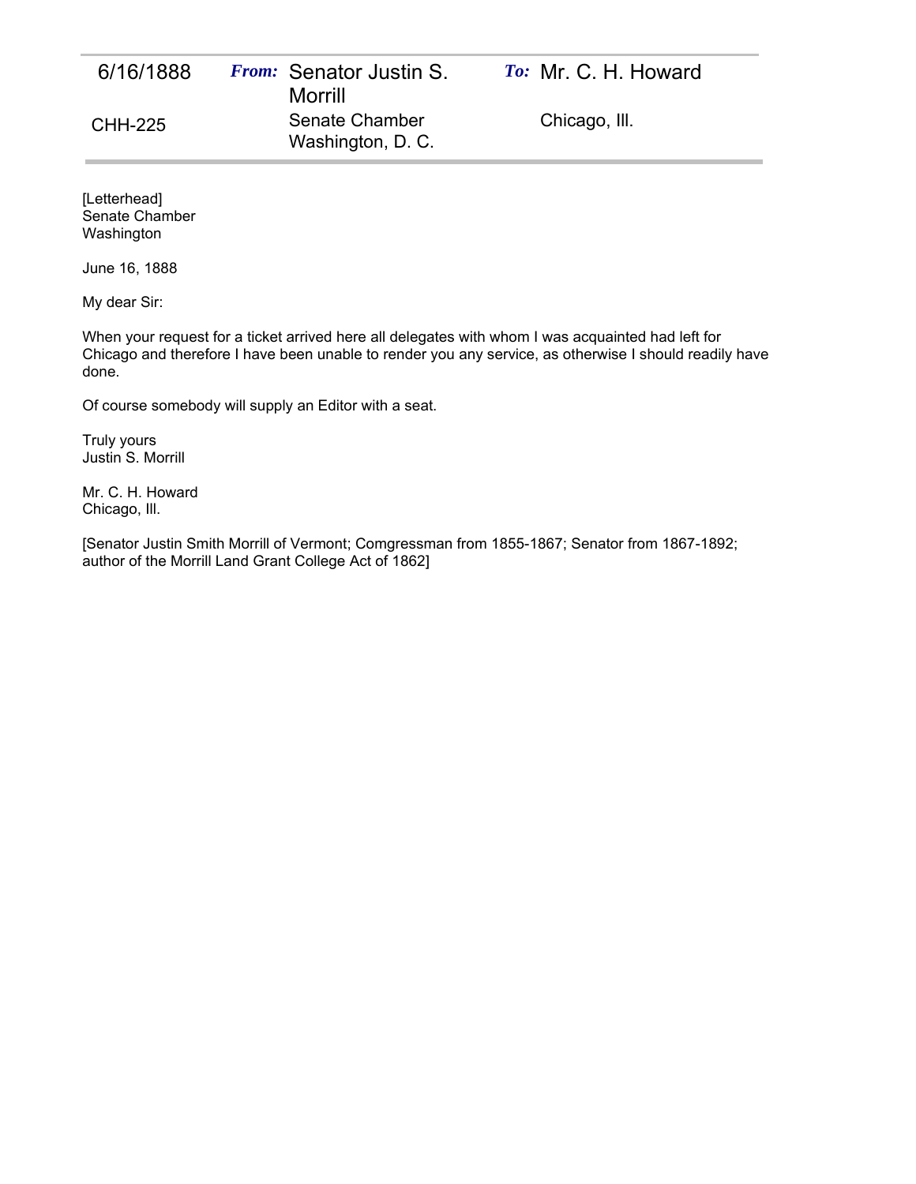| 6/16/1888 | ***From:*** Senator Justin S. Morrill | ***To:*** Mr. C. H. Howard |
| --- | --- | --- |
| CHH-225 | Senate Chamber Washington, D. C. | Chicago, Ill. |

[Letterhead]
Senate Chamber
Washington

June 16, 1888

My dear Sir:

When your request for a ticket arrived here all delegates with whom I was acquainted had left for Chicago and therefore I have been unable to render you any service, as otherwise I should readily have done.

Of course somebody will supply an Editor with a seat.

Truly yours
Justin S. Morrill

Mr. C. H. Howard
Chicago, Ill.

[Senator Justin Smith Morrill of Vermont; Comgressman from 1855-1867; Senator from 1867-1892; author of the Morrill Land Grant College Act of 1862]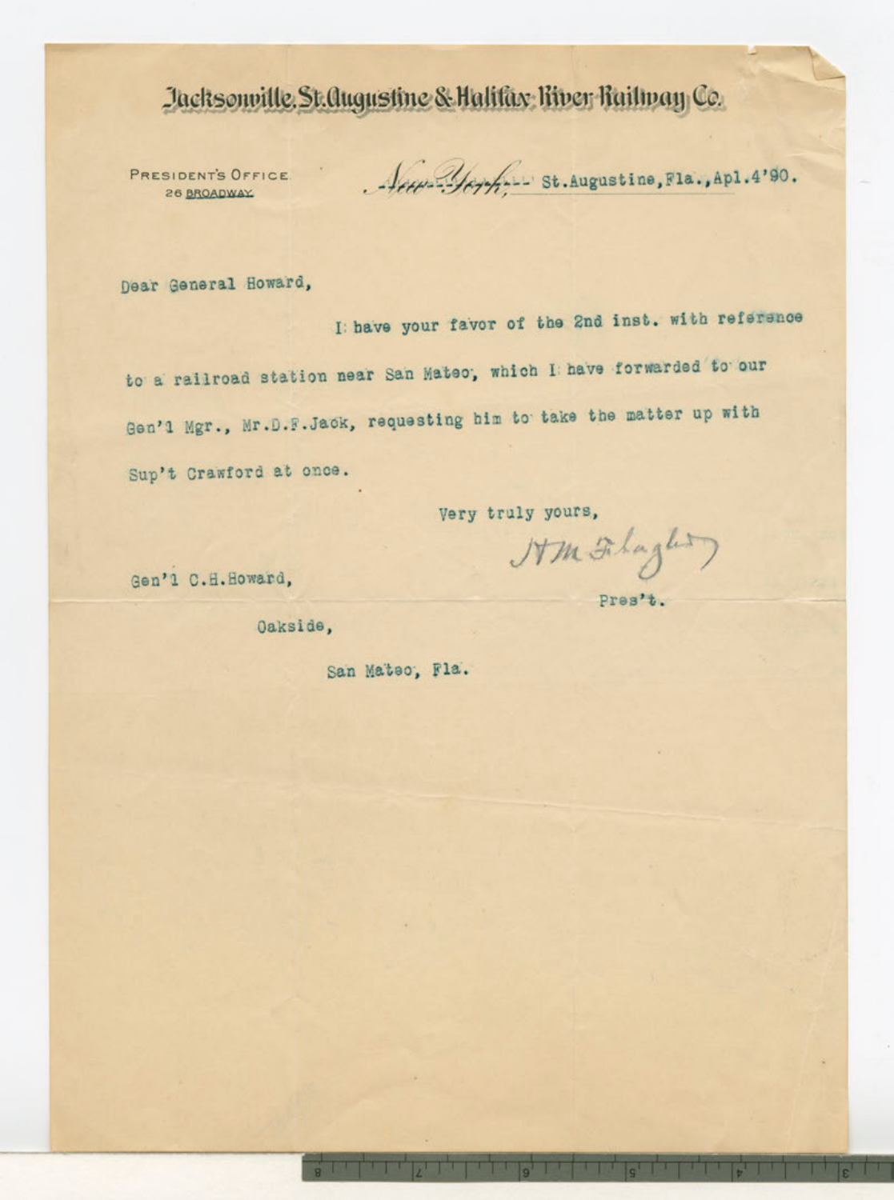# Jacksonville, St. Augustine & Halifax River Railway Co.

PRESIDENT'S OFFICE
26 BROADWAY

~~New York,~~ St.Augustine,Fla.,Apl.4'90.

Dear General Howard,

I have your favor of the 2nd inst. with reference to a railroad station near San Mateo, which I have forwarded to our Gen'l Mgr., Mr.D.F.Jack, requesting him to take the matter up with Sup't Crawford at once.

Very truly yours,

H M Flagler

Pres't.

Gen'l C.H.Howard,

Oakside,

San Mateo, Fla.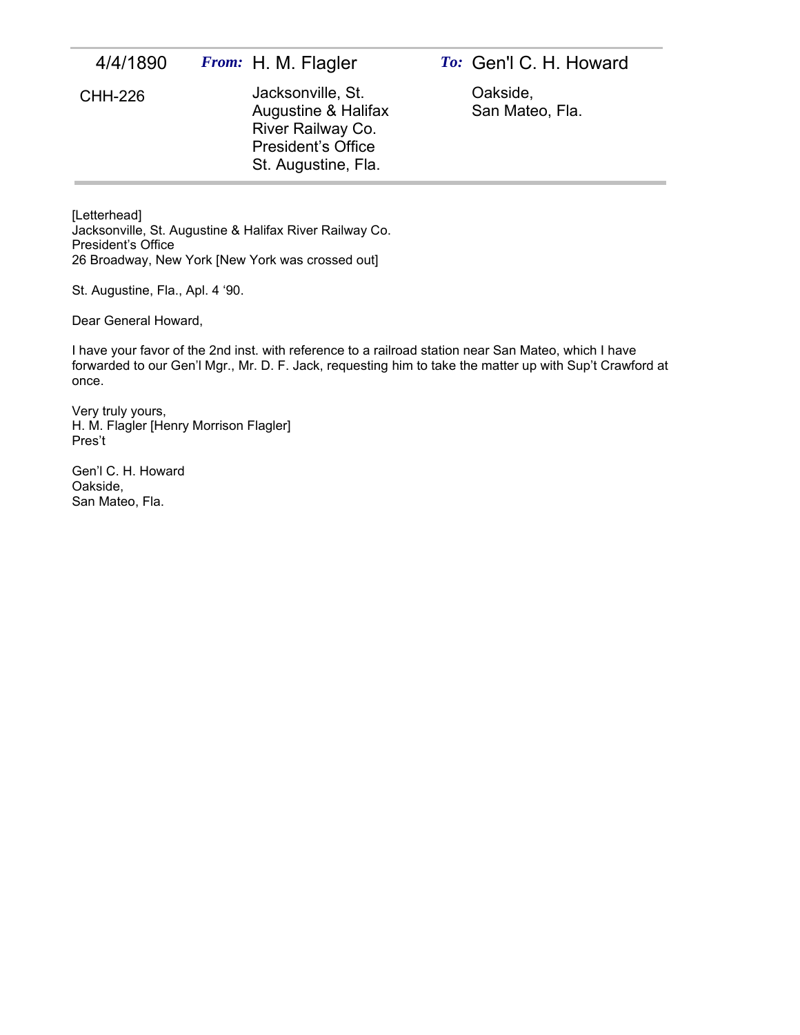| | | | | |
|---|---|---|---|---|
| 4/4/1890 | **From:** | H. M. Flagler | **To:** | Gen'l C. H. Howard |
| CHH-226 | | Jacksonville, St. Augustine & Halifax River Railway Co. President's Office St. Augustine, Fla. | | Oakside, San Mateo, Fla. |

[Letterhead]
Jacksonville, St. Augustine & Halifax River Railway Co.
President's Office
26 Broadway, New York [New York was crossed out]

St. Augustine, Fla., Apl. 4 '90.

Dear General Howard,

I have your favor of the 2nd inst. with reference to a railroad station near San Mateo, which I have forwarded to our Gen'l Mgr., Mr. D. F. Jack, requesting him to take the matter up with Sup't Crawford at once.

Very truly yours,
H. M. Flagler [Henry Morrison Flagler]
Pres't

Gen'l C. H. Howard
Oakside,
San Mateo, Fla.